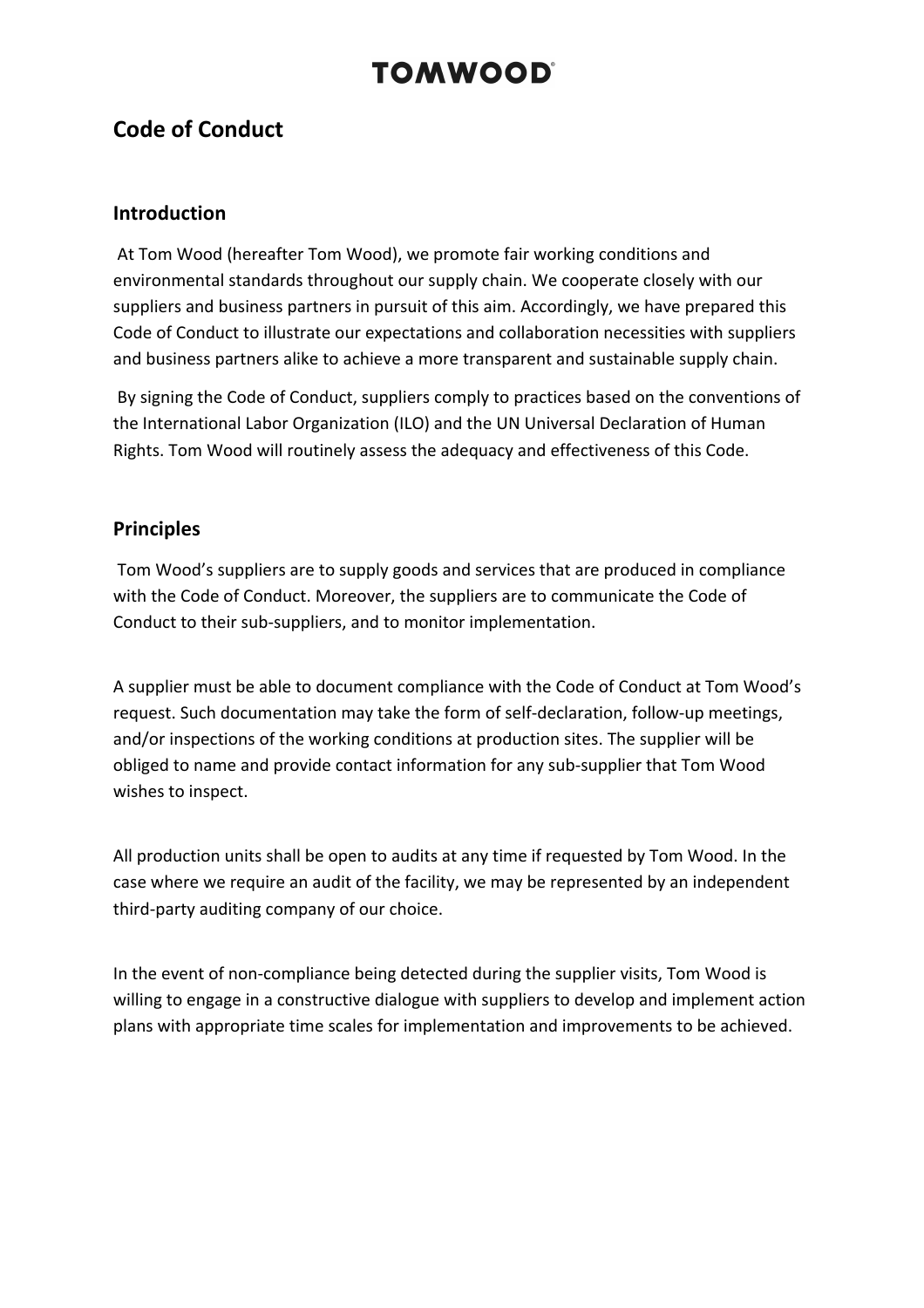# TOMWOOD

## Code of Conduct

### Introduction

At Tom Wood (hereafter Tom Wood), we promote fair working conditions and environmental standards throughout our supply chain. We cooperate closely with our suppliers and business partners in pursuit of this aim. Accordingly, we have prepared this Code of Conduct to illustrate our expectations and collaboration necessities with suppliers and business partners alike to achieve a more transparent and sustainable supply chain.

By signing the Code of Conduct, suppliers comply to practices based on the conventions of the International Labor Organization (ILO) and the UN Universal Declaration of Human Rights. Tom Wood will routinely assess the adequacy and effectiveness of this Code.

### Principles

Tom Wood's suppliers are to supply goods and services that are produced in compliance with the Code of Conduct. Moreover, the suppliers are to communicate the Code of Conduct to their sub-suppliers, and to monitor implementation.

A supplier must be able to document compliance with the Code of Conduct at Tom Wood's request. Such documentation may take the form of self-declaration, follow-up meetings, and/or inspections of the working conditions at production sites. The supplier will be obliged to name and provide contact information for any sub-supplier that Tom Wood wishes to inspect.

All production units shall be open to audits at any time if requested by Tom Wood. In the case where we require an audit of the facility, we may be represented by an independent third-party auditing company of our choice.

In the event of non-compliance being detected during the supplier visits, Tom Wood is willing to engage in a constructive dialogue with suppliers to develop and implement action plans with appropriate time scales for implementation and improvements to be achieved.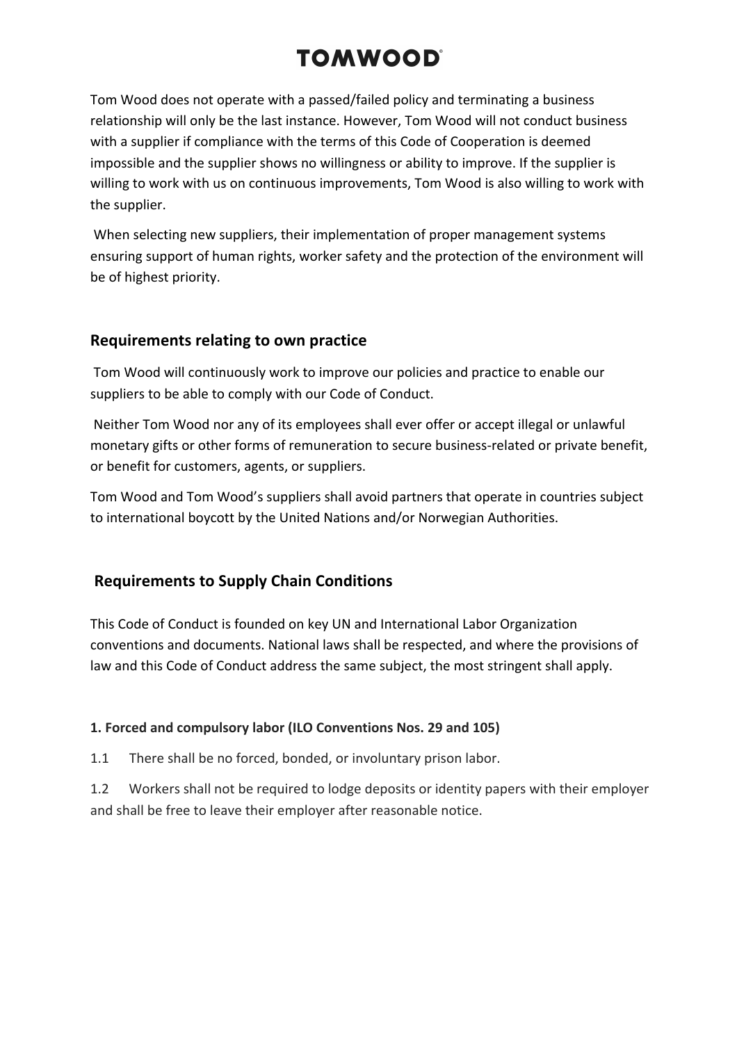Tom Wood does not operate with a passed/failed policy and terminating a business relationship will only be the last instance. However, Tom Wood will not conduct business with a supplier if compliance with the terms of this Code of Cooperation is deemed impossible and the supplier shows no willingness or ability to improve. If the supplier is willing to work with us on continuous improvements, Tom Wood is also willing to work with the supplier.

When selecting new suppliers, their implementation of proper management systems ensuring support of human rights, worker safety and the protection of the environment will be of highest priority.

## Requirements relating to own practice

Tom Wood will continuously work to improve our policies and practice to enable our suppliers to be able to comply with our Code of Conduct.

Neither Tom Wood nor any of its employees shall ever offer or accept illegal or unlawful monetary gifts or other forms of remuneration to secure business-related or private benefit, or benefit for customers, agents, or suppliers.

Tom Wood and Tom Wood's suppliers shall avoid partners that operate in countries subject to international boycott by the United Nations and/or Norwegian Authorities.

## Requirements to Supply Chain Conditions

This Code of Conduct is founded on key UN and International Labor Organization conventions and documents. National laws shall be respected, and where the provisions of law and this Code of Conduct address the same subject, the most stringent shall apply.

### 1. Forced and compulsory labor (ILO Conventions Nos. 29 and 105)

1.1 There shall be no forced, bonded, or involuntary prison labor.

1.2 Workers shall not be required to lodge deposits or identity papers with their employer and shall be free to leave their employer after reasonable notice.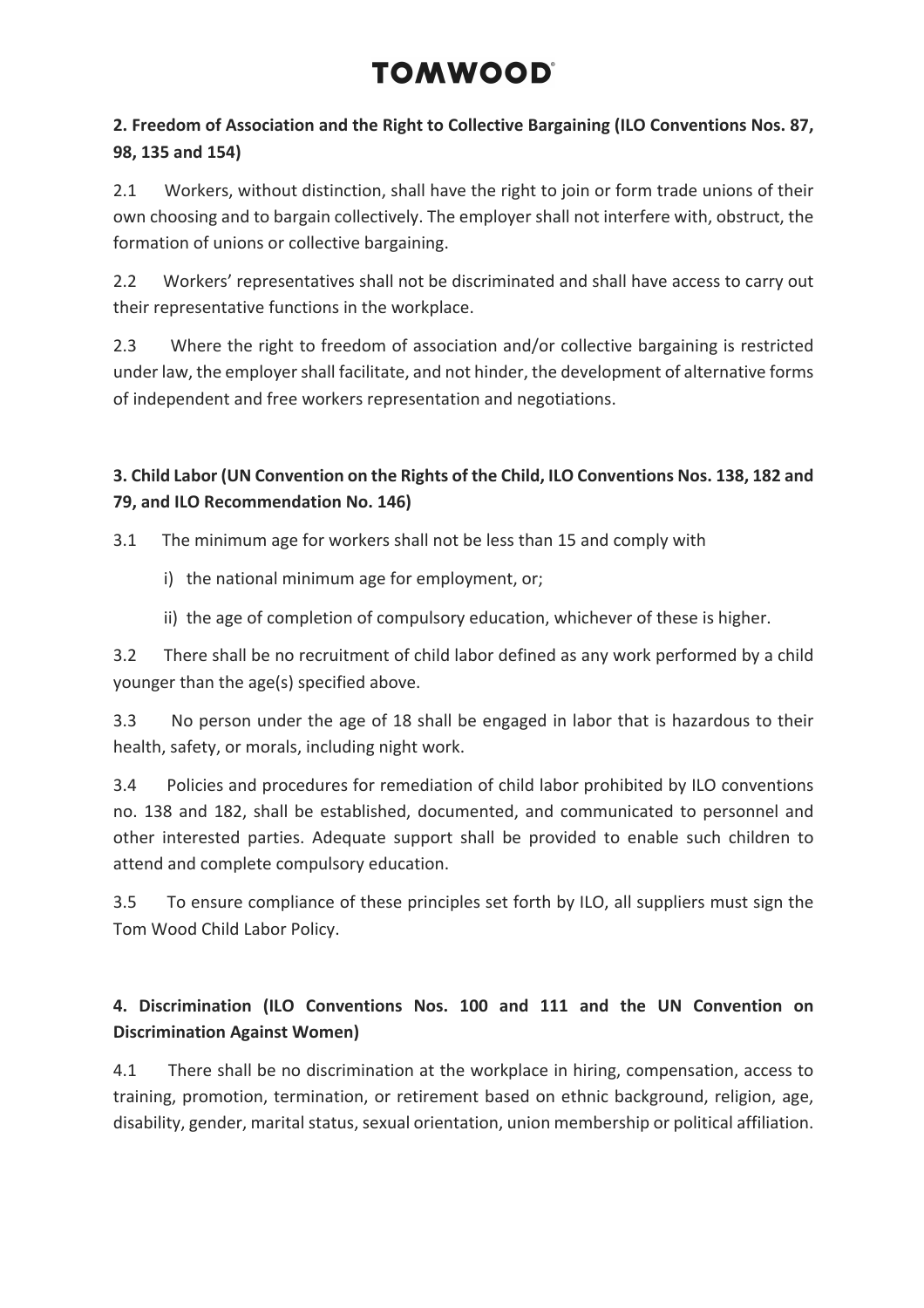**2. Freedom of Association and the Right to Collective Bargaining (ILO Conventions Nos. 87, 98, 135 and 154)**

2.1 Workers, without distinction, shall have the right to join or form trade unions of their own choosing and to bargain collectively. The employer shall not interfere with, obstruct, the formation of unions or collective bargaining.

2.2 Workers' representatives shall not be discriminated and shall have access to carry out their representative functions in the workplace.

2.3 Where the right to freedom of association and/or collective bargaining is restricted under law, the employer shall facilitate, and not hinder, the development of alternative forms of independent and free workers representation and negotiations.

**3. Child Labor (UN Convention on the Rights of the Child, ILO Conventions Nos. 138, 182 and 79, and ILO Recommendation No. 146)**

3.1 The minimum age for workers shall not be less than 15 and comply with

i) the national minimum age for employment, or;

ii) the age of completion of compulsory education, whichever of these is higher.

3.2 There shall be no recruitment of child labor defined as any work performed by a child younger than the age(s) specified above.

3.3 No person under the age of 18 shall be engaged in labor that is hazardous to their health, safety, or morals, including night work.

3.4 Policies and procedures for remediation of child labor prohibited by ILO conventions no. 138 and 182, shall be established, documented, and communicated to personnel and other interested parties. Adequate support shall be provided to enable such children to attend and complete compulsory education.

3.5 To ensure compliance of these principles set forth by ILO, all suppliers must sign the Tom Wood Child Labor Policy.

**4. Discrimination (ILO Conventions Nos. 100 and 111 and the UN Convention on Discrimination Against Women)**

4.1 There shall be no discrimination at the workplace in hiring, compensation, access to training, promotion, termination, or retirement based on ethnic background, religion, age, disability, gender, marital status, sexual orientation, union membership or political affiliation.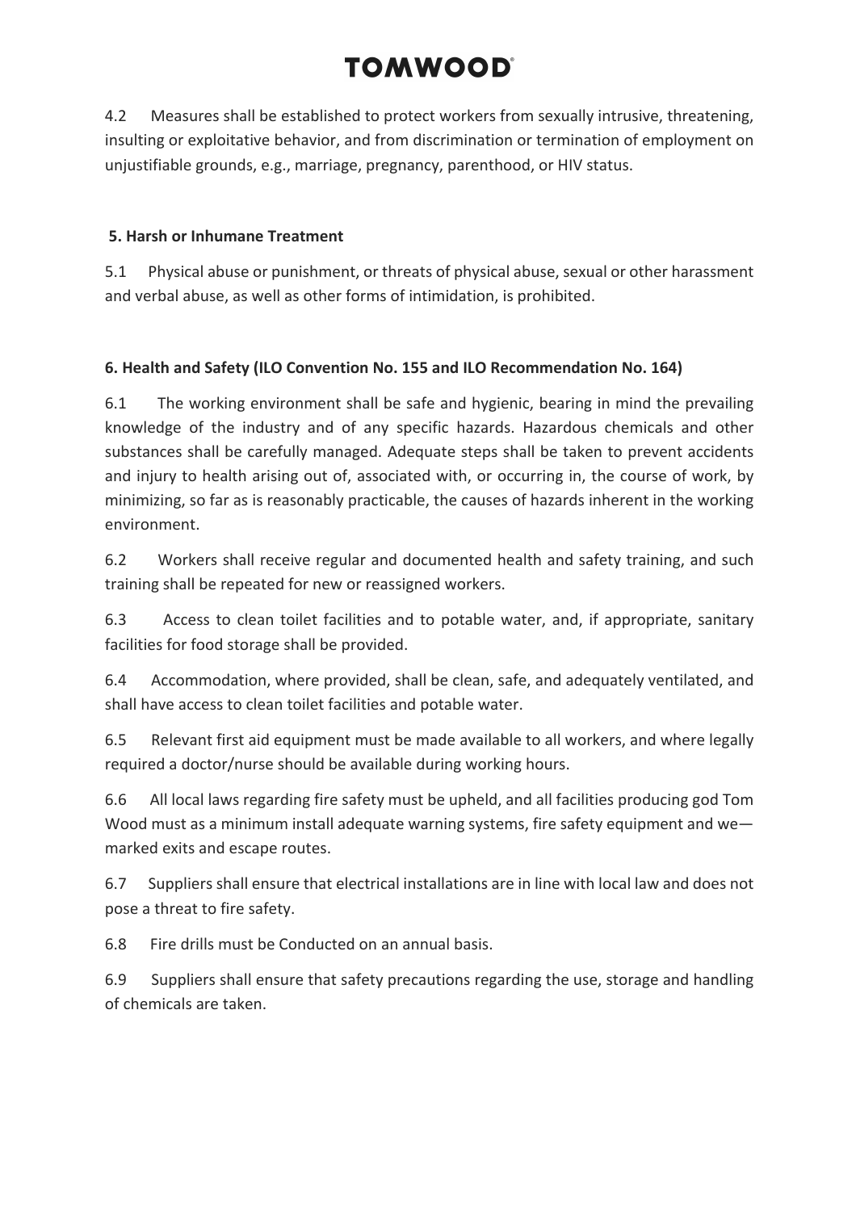4.2 Measures shall be established to protect workers from sexually intrusive, threatening, insulting or exploitative behavior, and from discrimination or termination of employment on unjustifiable grounds, e.g., marriage, pregnancy, parenthood, or HIV status.

**5. Harsh or Inhumane Treatment**

5.1 Physical abuse or punishment, or threats of physical abuse, sexual or other harassment and verbal abuse, as well as other forms of intimidation, is prohibited.

**6. Health and Safety (ILO Convention No. 155 and ILO Recommendation No. 164)**

6.1 The working environment shall be safe and hygienic, bearing in mind the prevailing knowledge of the industry and of any specific hazards. Hazardous chemicals and other substances shall be carefully managed. Adequate steps shall be taken to prevent accidents and injury to health arising out of, associated with, or occurring in, the course of work, by minimizing, so far as is reasonably practicable, the causes of hazards inherent in the working environment.

6.2 Workers shall receive regular and documented health and safety training, and such training shall be repeated for new or reassigned workers.

6.3 Access to clean toilet facilities and to potable water, and, if appropriate, sanitary facilities for food storage shall be provided.

6.4 Accommodation, where provided, shall be clean, safe, and adequately ventilated, and shall have access to clean toilet facilities and potable water.

6.5 Relevant first aid equipment must be made available to all workers, and where legally required a doctor/nurse should be available during working hours.

6.6 All local laws regarding fire safety must be upheld, and all facilities producing god Tom Wood must as a minimum install adequate warning systems, fire safety equipment and we—marked exits and escape routes.

6.7 Suppliers shall ensure that electrical installations are in line with local law and does not pose a threat to fire safety.

6.8 Fire drills must be Conducted on an annual basis.

6.9 Suppliers shall ensure that safety precautions regarding the use, storage and handling of chemicals are taken.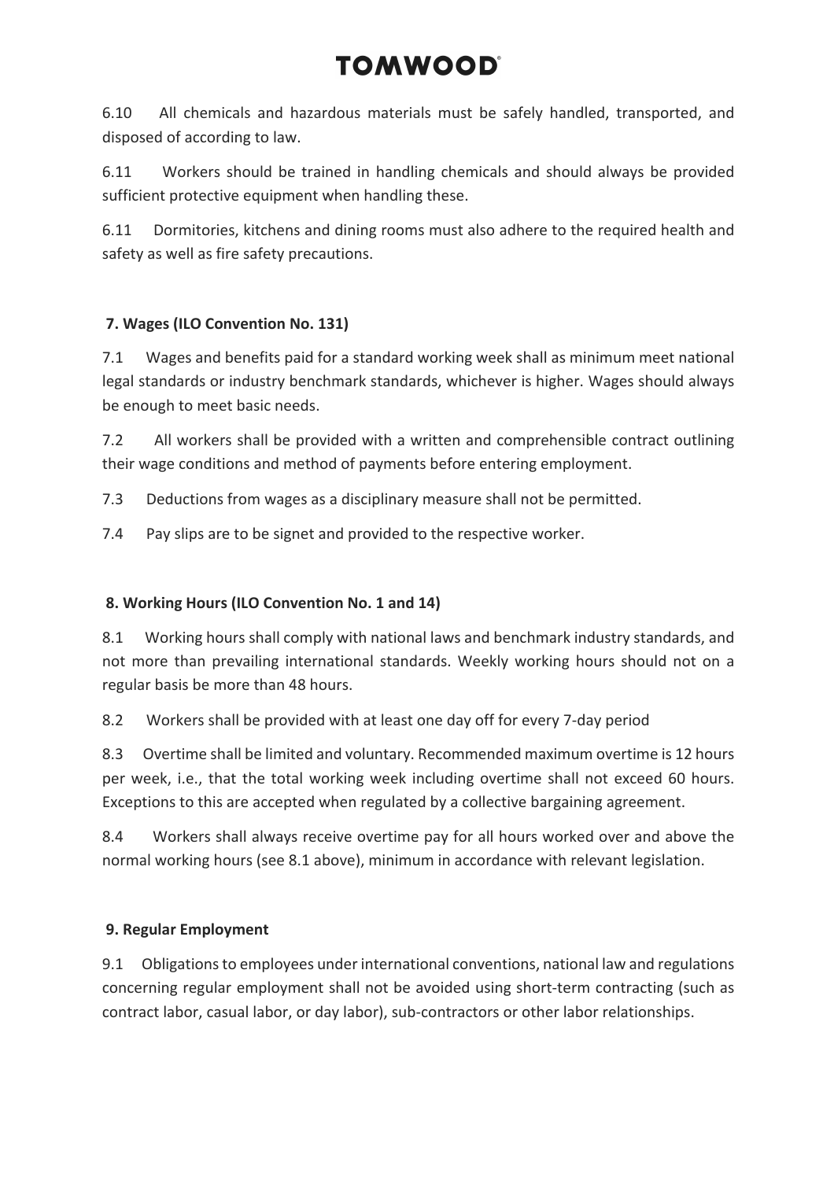6.10 All chemicals and hazardous materials must be safely handled, transported, and disposed of according to law.

6.11 Workers should be trained in handling chemicals and should always be provided sufficient protective equipment when handling these.

6.11 Dormitories, kitchens and dining rooms must also adhere to the required health and safety as well as fire safety precautions.

### 7. Wages (ILO Convention No. 131)

7.1 Wages and benefits paid for a standard working week shall as minimum meet national legal standards or industry benchmark standards, whichever is higher. Wages should always be enough to meet basic needs.

7.2 All workers shall be provided with a written and comprehensible contract outlining their wage conditions and method of payments before entering employment.

7.3 Deductions from wages as a disciplinary measure shall not be permitted.

7.4 Pay slips are to be signet and provided to the respective worker.

### 8. Working Hours (ILO Convention No. 1 and 14)

8.1 Working hours shall comply with national laws and benchmark industry standards, and not more than prevailing international standards. Weekly working hours should not on a regular basis be more than 48 hours.

8.2 Workers shall be provided with at least one day off for every 7-day period

8.3 Overtime shall be limited and voluntary. Recommended maximum overtime is 12 hours per week, i.e., that the total working week including overtime shall not exceed 60 hours. Exceptions to this are accepted when regulated by a collective bargaining agreement.

8.4 Workers shall always receive overtime pay for all hours worked over and above the normal working hours (see 8.1 above), minimum in accordance with relevant legislation.

### 9. Regular Employment

9.1 Obligations to employees under international conventions, national law and regulations concerning regular employment shall not be avoided using short-term contracting (such as contract labor, casual labor, or day labor), sub-contractors or other labor relationships.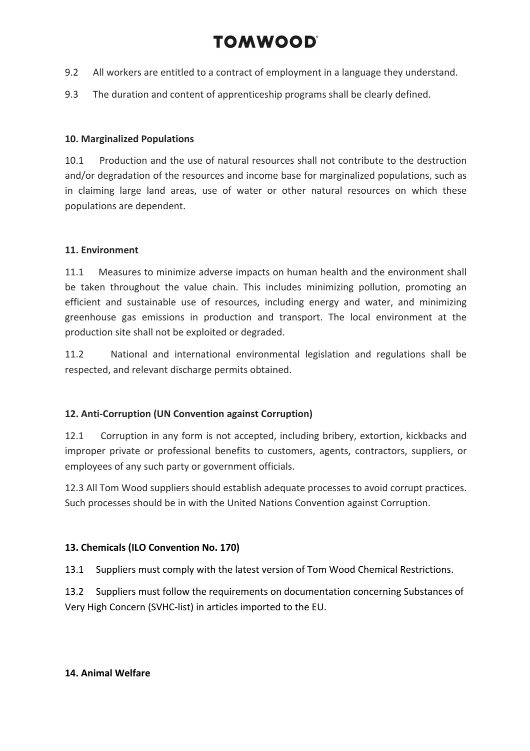9.2 All workers are entitled to a contract of employment in a language they understand.

9.3 The duration and content of apprenticeship programs shall be clearly defined.

**10. Marginalized Populations**

10.1 Production and the use of natural resources shall not contribute to the destruction and/or degradation of the resources and income base for marginalized populations, such as in claiming large land areas, use of water or other natural resources on which these populations are dependent.

**11. Environment**

11.1 Measures to minimize adverse impacts on human health and the environment shall be taken throughout the value chain. This includes minimizing pollution, promoting an efficient and sustainable use of resources, including energy and water, and minimizing greenhouse gas emissions in production and transport. The local environment at the production site shall not be exploited or degraded.

11.2 National and international environmental legislation and regulations shall be respected, and relevant discharge permits obtained.

**12. Anti-Corruption (UN Convention against Corruption)**

12.1 Corruption in any form is not accepted, including bribery, extortion, kickbacks and improper private or professional benefits to customers, agents, contractors, suppliers, or employees of any such party or government officials.

12.3 All Tom Wood suppliers should establish adequate processes to avoid corrupt practices. Such processes should be in with the United Nations Convention against Corruption.

**13. Chemicals (ILO Convention No. 170)**

13.1 Suppliers must comply with the latest version of Tom Wood Chemical Restrictions.

13.2 Suppliers must follow the requirements on documentation concerning Substances of Very High Concern (SVHC-list) in articles imported to the EU.

**14. Animal Welfare**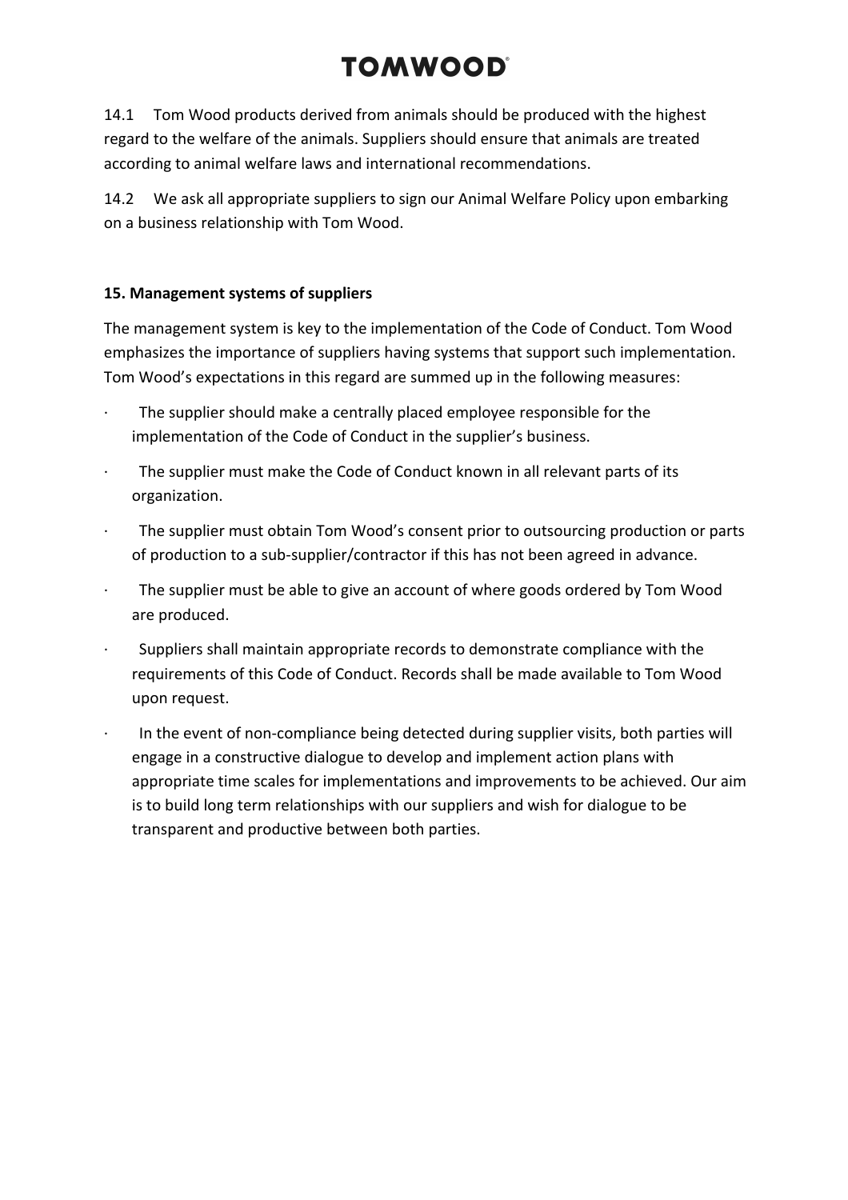14.1 Tom Wood products derived from animals should be produced with the highest regard to the welfare of the animals. Suppliers should ensure that animals are treated according to animal welfare laws and international recommendations.

14.2 We ask all appropriate suppliers to sign our Animal Welfare Policy upon embarking on a business relationship with Tom Wood.

**15. Management systems of suppliers**

The management system is key to the implementation of the Code of Conduct. Tom Wood emphasizes the importance of suppliers having systems that support such implementation. Tom Wood's expectations in this regard are summed up in the following measures:

- The supplier should make a centrally placed employee responsible for the implementation of the Code of Conduct in the supplier's business.
- The supplier must make the Code of Conduct known in all relevant parts of its organization.
- The supplier must obtain Tom Wood's consent prior to outsourcing production or parts of production to a sub-supplier/contractor if this has not been agreed in advance.
- The supplier must be able to give an account of where goods ordered by Tom Wood are produced.
- Suppliers shall maintain appropriate records to demonstrate compliance with the requirements of this Code of Conduct. Records shall be made available to Tom Wood upon request.
- In the event of non-compliance being detected during supplier visits, both parties will engage in a constructive dialogue to develop and implement action plans with appropriate time scales for implementations and improvements to be achieved. Our aim is to build long term relationships with our suppliers and wish for dialogue to be transparent and productive between both parties.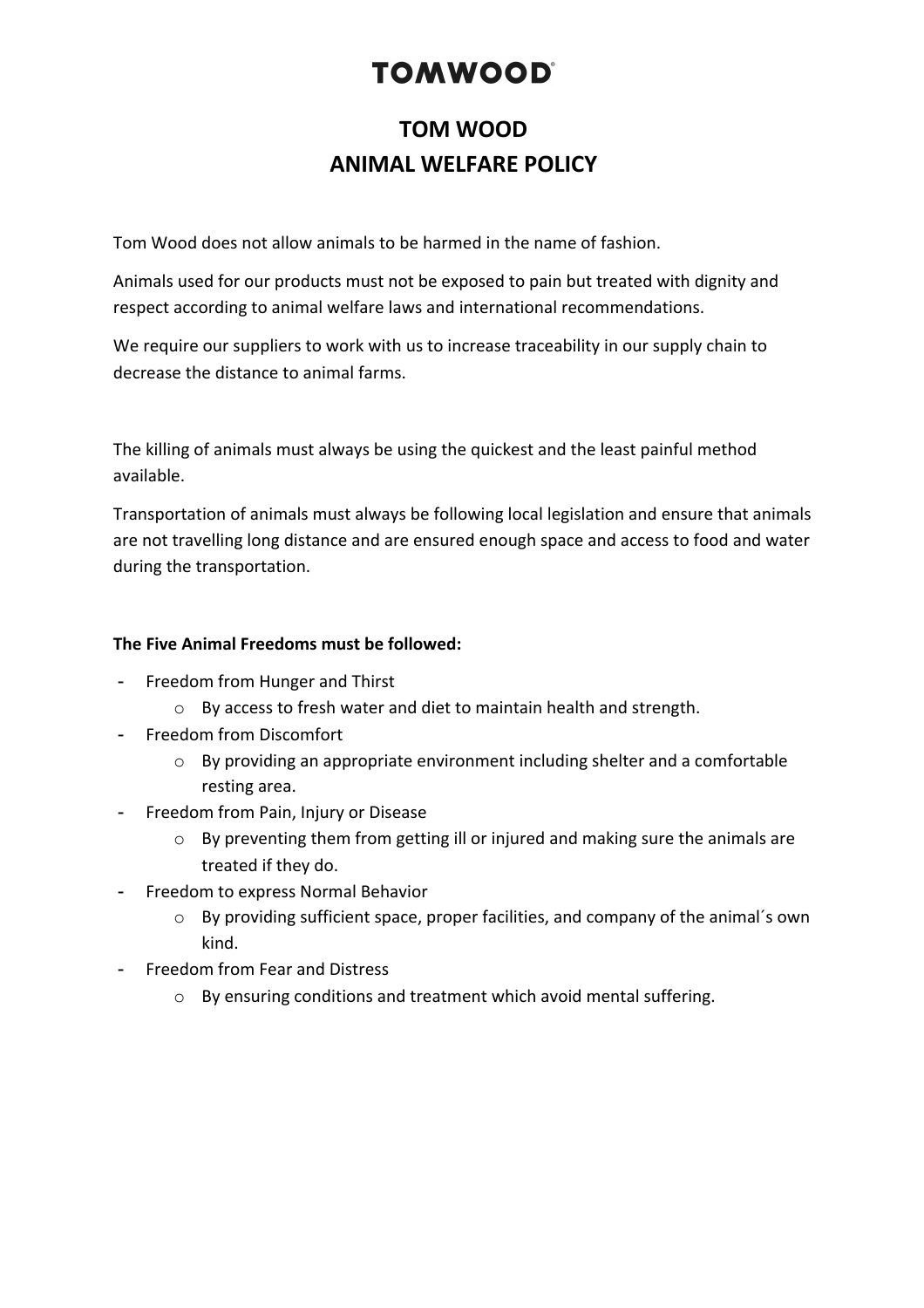# TOMWOOD

## TOM WOOD
## ANIMAL WELFARE POLICY

Tom Wood does not allow animals to be harmed in the name of fashion.

Animals used for our products must not be exposed to pain but treated with dignity and respect according to animal welfare laws and international recommendations.

We require our suppliers to work with us to increase traceability in our supply chain to decrease the distance to animal farms.

The killing of animals must always be using the quickest and the least painful method available.

Transportation of animals must always be following local legislation and ensure that animals are not travelling long distance and are ensured enough space and access to food and water during the transportation.

**The Five Animal Freedoms must be followed:**

- Freedom from Hunger and Thirst
  - By access to fresh water and diet to maintain health and strength.
- Freedom from Discomfort
  - By providing an appropriate environment including shelter and a comfortable resting area.
- Freedom from Pain, Injury or Disease
  - By preventing them from getting ill or injured and making sure the animals are treated if they do.
- Freedom to express Normal Behavior
  - By providing sufficient space, proper facilities, and company of the animal´s own kind.
- Freedom from Fear and Distress
  - By ensuring conditions and treatment which avoid mental suffering.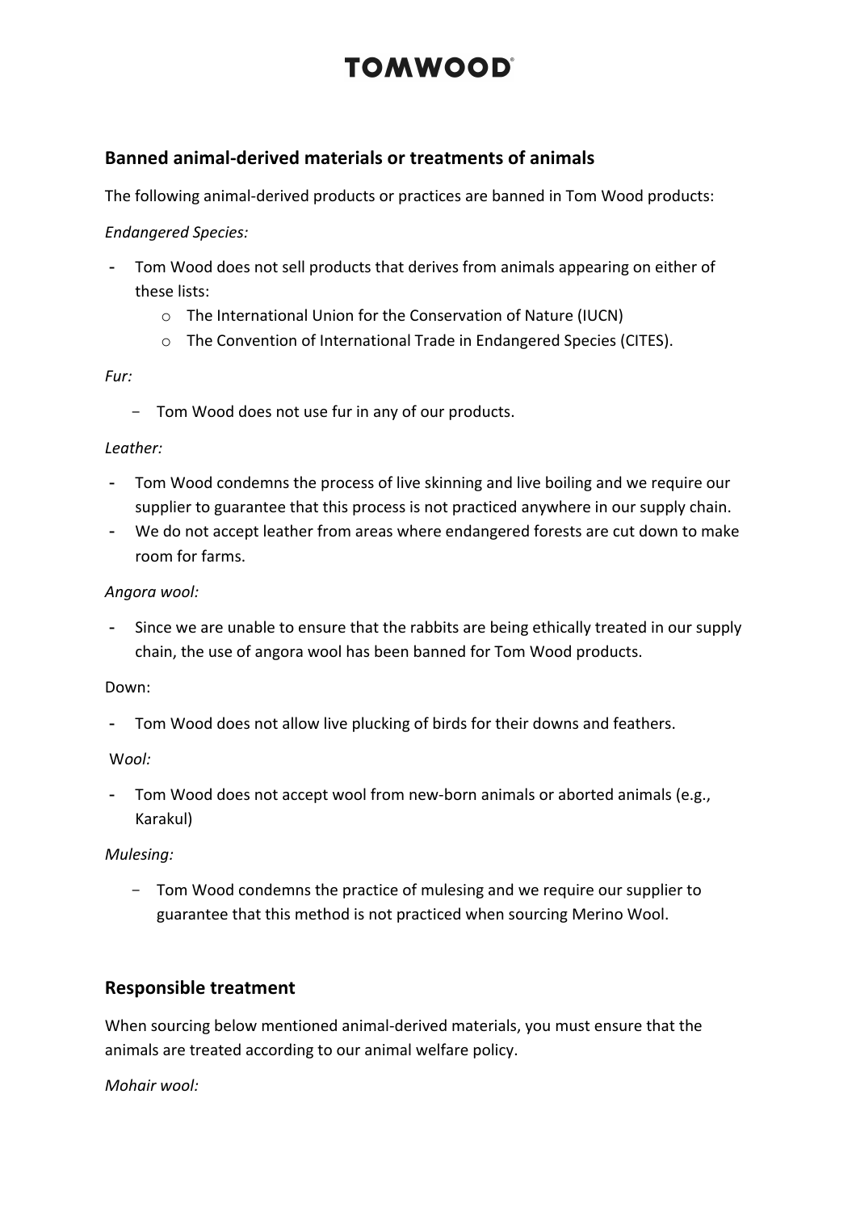## Banned animal-derived materials or treatments of animals

The following animal-derived products or practices are banned in Tom Wood products:

*Endangered Species:*

- Tom Wood does not sell products that derives from animals appearing on either of these lists:
    - The International Union for the Conservation of Nature (IUCN)
    - The Convention of International Trade in Endangered Species (CITES).

*Fur:*

- Tom Wood does not use fur in any of our products.

*Leather:*

- Tom Wood condemns the process of live skinning and live boiling and we require our supplier to guarantee that this process is not practiced anywhere in our supply chain.
- We do not accept leather from areas where endangered forests are cut down to make room for farms.

*Angora wool:*

- Since we are unable to ensure that the rabbits are being ethically treated in our supply chain, the use of angora wool has been banned for Tom Wood products.

Down:

- Tom Wood does not allow live plucking of birds for their downs and feathers.

W*ool:*

- Tom Wood does not accept wool from new-born animals or aborted animals (e.g., Karakul)

*Mulesing:*

- Tom Wood condemns the practice of mulesing and we require our supplier to guarantee that this method is not practiced when sourcing Merino Wool.

## Responsible treatment

When sourcing below mentioned animal-derived materials, you must ensure that the animals are treated according to our animal welfare policy.

*Mohair wool:*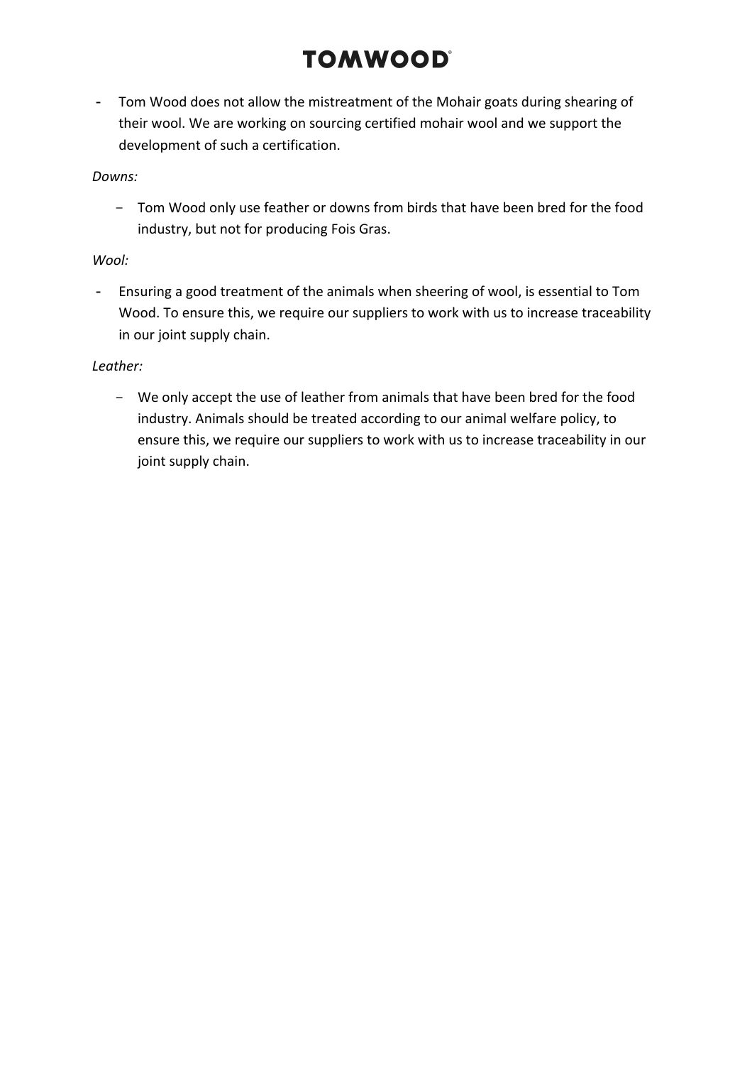- Tom Wood does not allow the mistreatment of the Mohair goats during shearing of their wool. We are working on sourcing certified mohair wool and we support the development of such a certification.

*Downs:*

- Tom Wood only use feather or downs from birds that have been bred for the food industry, but not for producing Fois Gras.

*Wool:*

- Ensuring a good treatment of the animals when sheering of wool, is essential to Tom Wood. To ensure this, we require our suppliers to work with us to increase traceability in our joint supply chain.

*Leather:*

- We only accept the use of leather from animals that have been bred for the food industry. Animals should be treated according to our animal welfare policy, to ensure this, we require our suppliers to work with us to increase traceability in our joint supply chain.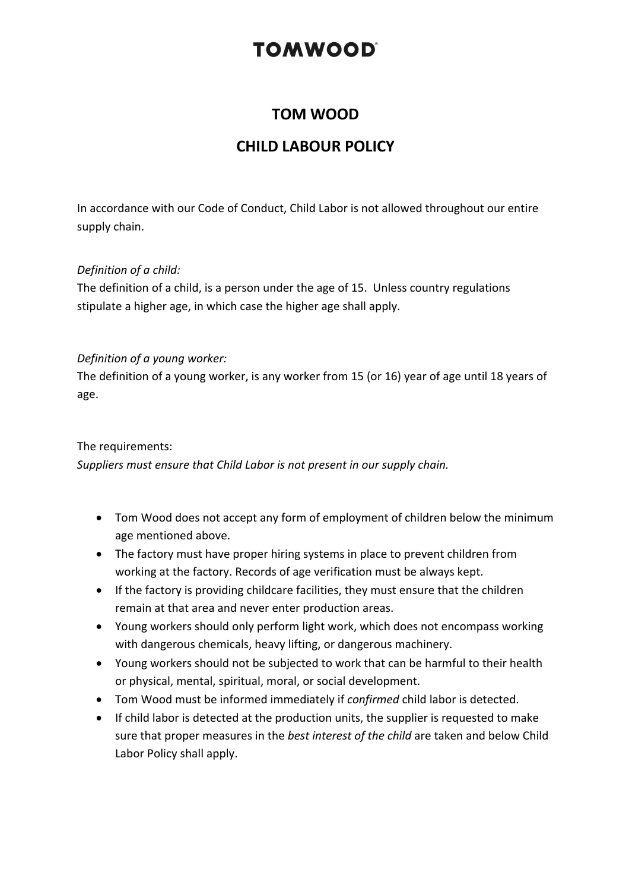# TOMWOOD

## TOM WOOD

## CHILD LABOUR POLICY

In accordance with our Code of Conduct, Child Labor is not allowed throughout our entire supply chain.

*Definition of a child:*
The definition of a child, is a person under the age of 15. Unless country regulations stipulate a higher age, in which case the higher age shall apply.

*Definition of a young worker:*
The definition of a young worker, is any worker from 15 (or 16) year of age until 18 years of age.

The requirements:
*Suppliers must ensure that Child Labor is not present in our supply chain.*

- Tom Wood does not accept any form of employment of children below the minimum age mentioned above.
- The factory must have proper hiring systems in place to prevent children from working at the factory. Records of age verification must be always kept.
- If the factory is providing childcare facilities, they must ensure that the children remain at that area and never enter production areas.
- Young workers should only perform light work, which does not encompass working with dangerous chemicals, heavy lifting, or dangerous machinery.
- Young workers should not be subjected to work that can be harmful to their health or physical, mental, spiritual, moral, or social development.
- Tom Wood must be informed immediately if *confirmed* child labor is detected.
- If child labor is detected at the production units, the supplier is requested to make sure that proper measures in the *best interest of the child* are taken and below Child Labor Policy shall apply.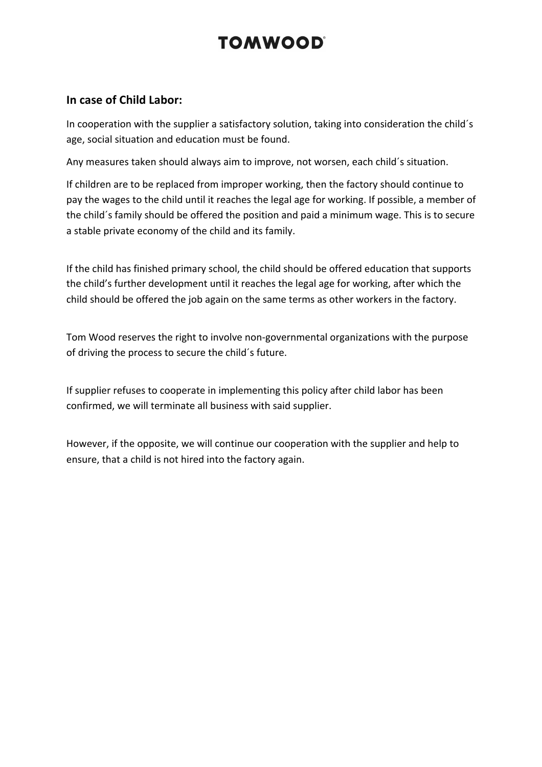## In case of Child Labor:

In cooperation with the supplier a satisfactory solution, taking into consideration the child´s age, social situation and education must be found.

Any measures taken should always aim to improve, not worsen, each child´s situation.

If children are to be replaced from improper working, then the factory should continue to pay the wages to the child until it reaches the legal age for working. If possible, a member of the child´s family should be offered the position and paid a minimum wage. This is to secure a stable private economy of the child and its family.

If the child has finished primary school, the child should be offered education that supports the child's further development until it reaches the legal age for working, after which the child should be offered the job again on the same terms as other workers in the factory.

Tom Wood reserves the right to involve non-governmental organizations with the purpose of driving the process to secure the child´s future.

If supplier refuses to cooperate in implementing this policy after child labor has been confirmed, we will terminate all business with said supplier.

However, if the opposite, we will continue our cooperation with the supplier and help to ensure, that a child is not hired into the factory again.